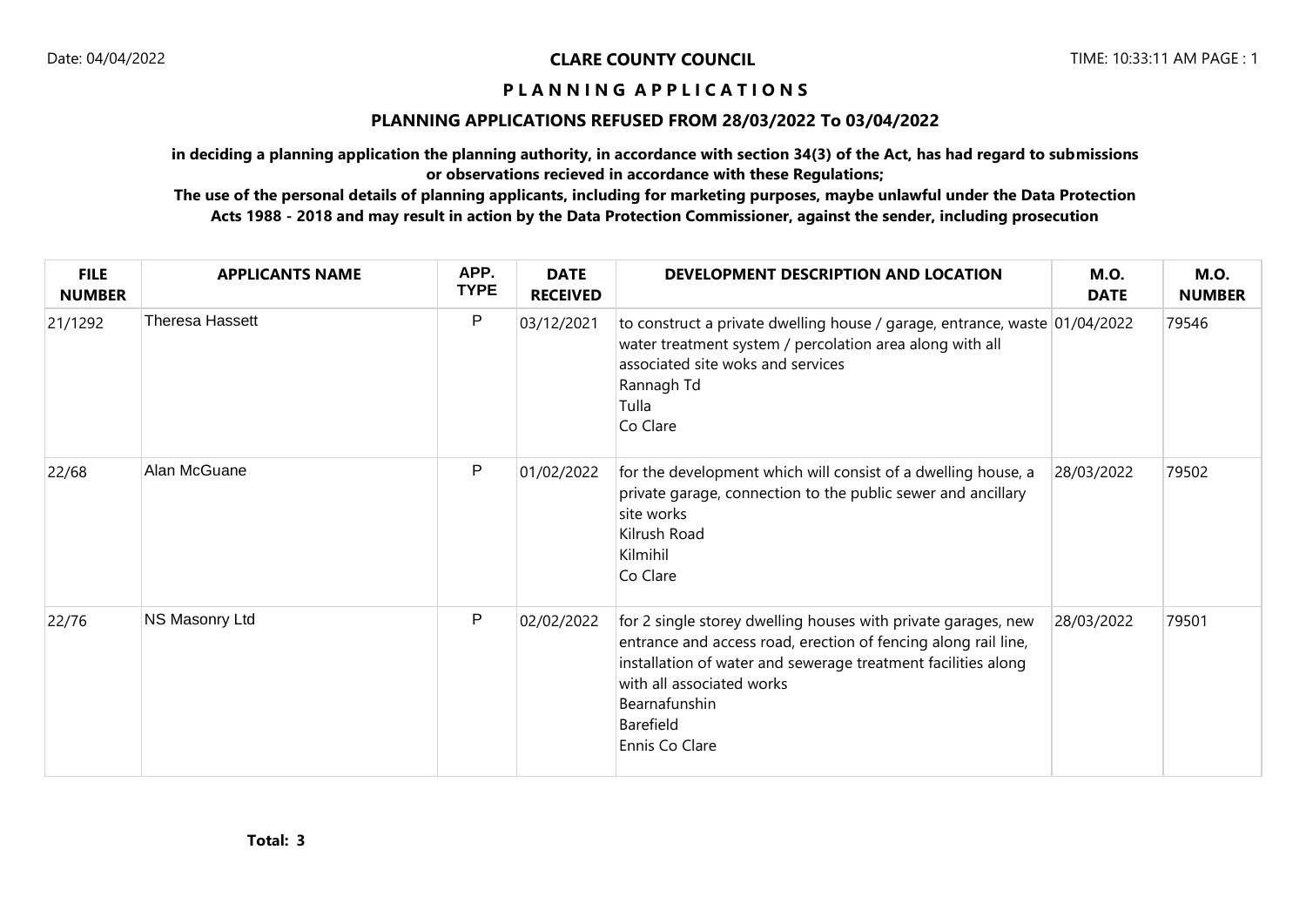**CLARE COUNTY COUNCIL**

# PLANNING APPLICATIONS

## PLANNING APPLICATIONS REFUSED FROM 28/03/2022 To 03/04/2022

**in deciding a planning application the planning authority, in accordance with section 34(3) of the Act, has had regard to submissions or observations recieved in accordance with these Regulations;**

**The use of the personal details of planning applicants, including for marketing purposes, maybe unlawful under the Data Protection Acts 1988 - 2018 and may result in action by the Data Protection Commissioner, against the sender, including prosecution**

| FILE NUMBER | APPLICANTS NAME | APP. TYPE | DATE RECEIVED | DEVELOPMENT DESCRIPTION AND LOCATION | M.O. DATE | M.O. NUMBER |
|---|---|---|---|---|---|---|
| 21/1292 | Theresa Hassett | P | 03/12/2021 | to construct a private dwelling house / garage, entrance, waste water treatment system / percolation area along with all associated site woks and services<br>Rannagh Td<br>Tulla<br>Co Clare | 01/04/2022 | 79546 |
| 22/68 | Alan McGuane | P | 01/02/2022 | for the development which will consist of a dwelling house, a private garage, connection to the public sewer and ancillary site works<br>Kilrush Road<br>Kilmihil<br>Co Clare | 28/03/2022 | 79502 |
| 22/76 | NS Masonry Ltd | P | 02/02/2022 | for 2 single storey dwelling houses with private garages, new entrance and access road, erection of fencing along rail line, installation of water and sewerage treatment facilities along with all associated works<br>Bearnafunshin<br>Barefield<br>Ennis Co Clare | 28/03/2022 | 79501 |

**Total: 3**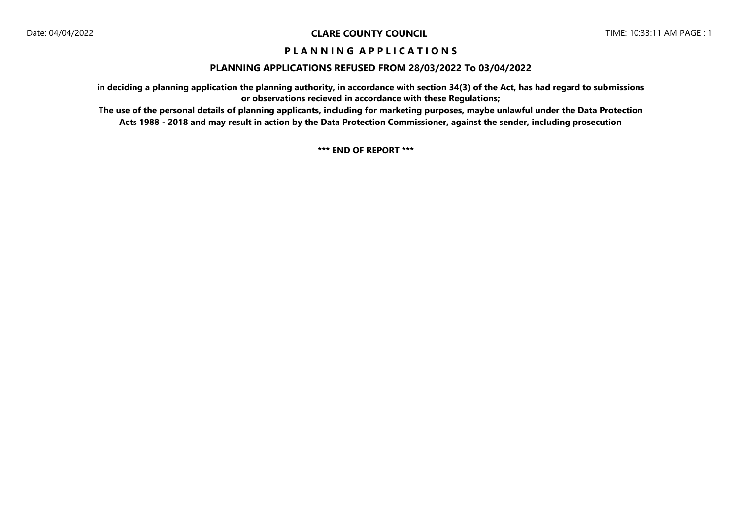**CLARE COUNTY COUNCIL**

# P L A N N I N G   A P P L I C A T I O N S

## PLANNING APPLICATIONS REFUSED FROM 28/03/2022 To 03/04/2022

**in deciding a planning application the planning authority, in accordance with section 34(3) of the Act, has had regard to submissions or observations recieved in accordance with these Regulations;**

**The use of the personal details of planning applicants, including for marketing purposes, maybe unlawful under the Data Protection Acts 1988 - 2018 and may result in action by the Data Protection Commissioner, against the sender, including prosecution**

**\*\*\* END OF REPORT \*\*\***